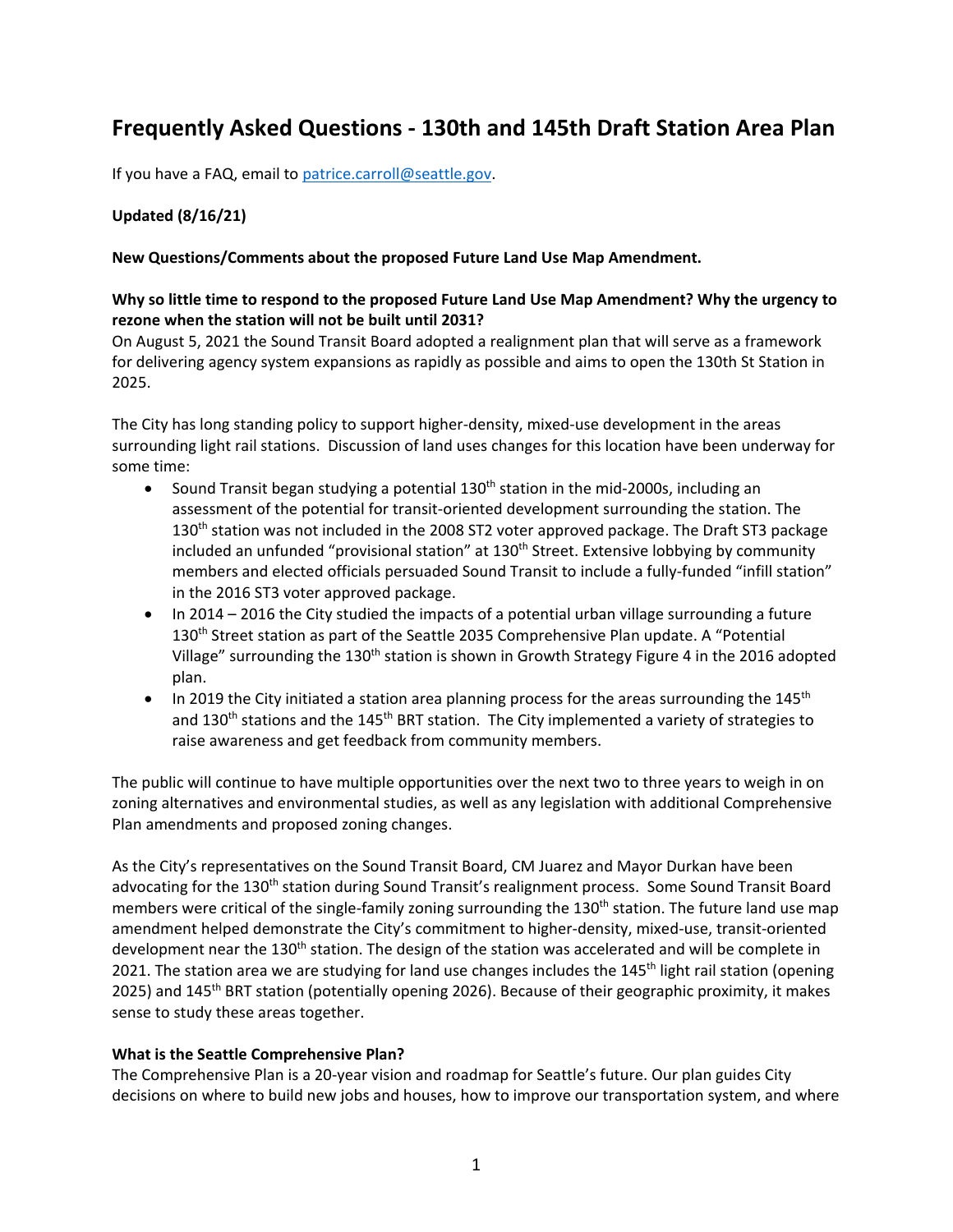# Frequently Asked Questions - 130th and 145th Draft Station Area Plan

If you have a FAQ, email to patrice.carroll@seattle.gov.

**Updated (8/16/21)**

**New Questions/Comments about the proposed Future Land Use Map Amendment.**

**Why so little time to respond to the proposed Future Land Use Map Amendment? Why the urgency to rezone when the station will not be built until 2031?**

On August 5, 2021 the Sound Transit Board adopted a realignment plan that will serve as a framework for delivering agency system expansions as rapidly as possible and aims to open the 130th St Station in 2025.

The City has long standing policy to support higher-density, mixed-use development in the areas surrounding light rail stations. Discussion of land uses changes for this location have been underway for some time:

- Sound Transit began studying a potential 130th station in the mid-2000s, including an assessment of the potential for transit-oriented development surrounding the station. The 130th station was not included in the 2008 ST2 voter approved package. The Draft ST3 package included an unfunded "provisional station" at 130th Street. Extensive lobbying by community members and elected officials persuaded Sound Transit to include a fully-funded "infill station" in the 2016 ST3 voter approved package.
- In 2014 – 2016 the City studied the impacts of a potential urban village surrounding a future 130th Street station as part of the Seattle 2035 Comprehensive Plan update. A "Potential Village" surrounding the 130th station is shown in Growth Strategy Figure 4 in the 2016 adopted plan.
- In 2019 the City initiated a station area planning process for the areas surrounding the 145th and 130th stations and the 145th BRT station. The City implemented a variety of strategies to raise awareness and get feedback from community members.

The public will continue to have multiple opportunities over the next two to three years to weigh in on zoning alternatives and environmental studies, as well as any legislation with additional Comprehensive Plan amendments and proposed zoning changes.

As the City's representatives on the Sound Transit Board, CM Juarez and Mayor Durkan have been advocating for the 130th station during Sound Transit's realignment process. Some Sound Transit Board members were critical of the single-family zoning surrounding the 130th station. The future land use map amendment helped demonstrate the City's commitment to higher-density, mixed-use, transit-oriented development near the 130th station. The design of the station was accelerated and will be complete in 2021. The station area we are studying for land use changes includes the 145th light rail station (opening 2025) and 145th BRT station (potentially opening 2026). Because of their geographic proximity, it makes sense to study these areas together.

**What is the Seattle Comprehensive Plan?**

The Comprehensive Plan is a 20-year vision and roadmap for Seattle's future. Our plan guides City decisions on where to build new jobs and houses, how to improve our transportation system, and where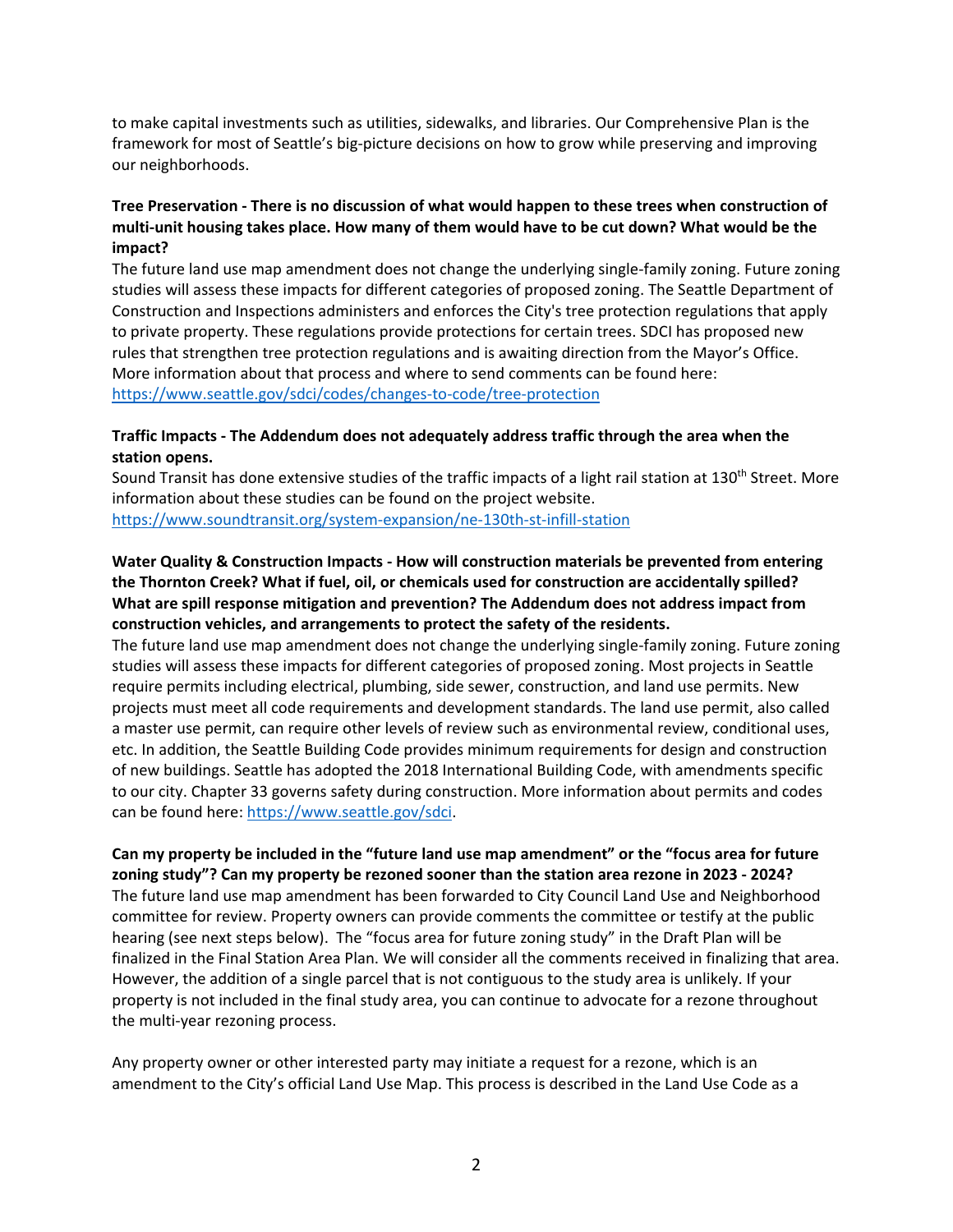to make capital investments such as utilities, sidewalks, and libraries. Our Comprehensive Plan is the framework for most of Seattle's big-picture decisions on how to grow while preserving and improving our neighborhoods.

**Tree Preservation - There is no discussion of what would happen to these trees when construction of multi-unit housing takes place. How many of them would have to be cut down? What would be the impact?**

The future land use map amendment does not change the underlying single-family zoning. Future zoning studies will assess these impacts for different categories of proposed zoning. The Seattle Department of Construction and Inspections administers and enforces the City's tree protection regulations that apply to private property. These regulations provide protections for certain trees. SDCI has proposed new rules that strengthen tree protection regulations and is awaiting direction from the Mayor's Office. More information about that process and where to send comments can be found here: https://www.seattle.gov/sdci/codes/changes-to-code/tree-protection

**Traffic Impacts - The Addendum does not adequately address traffic through the area when the station opens.**

Sound Transit has done extensive studies of the traffic impacts of a light rail station at 130th Street. More information about these studies can be found on the project website. https://www.soundtransit.org/system-expansion/ne-130th-st-infill-station

**Water Quality & Construction Impacts - How will construction materials be prevented from entering the Thornton Creek? What if fuel, oil, or chemicals used for construction are accidentally spilled? What are spill response mitigation and prevention? The Addendum does not address impact from construction vehicles, and arrangements to protect the safety of the residents.**

The future land use map amendment does not change the underlying single-family zoning. Future zoning studies will assess these impacts for different categories of proposed zoning. Most projects in Seattle require permits including electrical, plumbing, side sewer, construction, and land use permits. New projects must meet all code requirements and development standards. The land use permit, also called a master use permit, can require other levels of review such as environmental review, conditional uses, etc. In addition, the Seattle Building Code provides minimum requirements for design and construction of new buildings. Seattle has adopted the 2018 International Building Code, with amendments specific to our city. Chapter 33 governs safety during construction. More information about permits and codes can be found here: https://www.seattle.gov/sdci.

**Can my property be included in the "future land use map amendment" or the "focus area for future zoning study"? Can my property be rezoned sooner than the station area rezone in 2023 - 2024?**

The future land use map amendment has been forwarded to City Council Land Use and Neighborhood committee for review. Property owners can provide comments the committee or testify at the public hearing (see next steps below). The "focus area for future zoning study" in the Draft Plan will be finalized in the Final Station Area Plan. We will consider all the comments received in finalizing that area. However, the addition of a single parcel that is not contiguous to the study area is unlikely. If your property is not included in the final study area, you can continue to advocate for a rezone throughout the multi-year rezoning process.

Any property owner or other interested party may initiate a request for a rezone, which is an amendment to the City's official Land Use Map. This process is described in the Land Use Code as a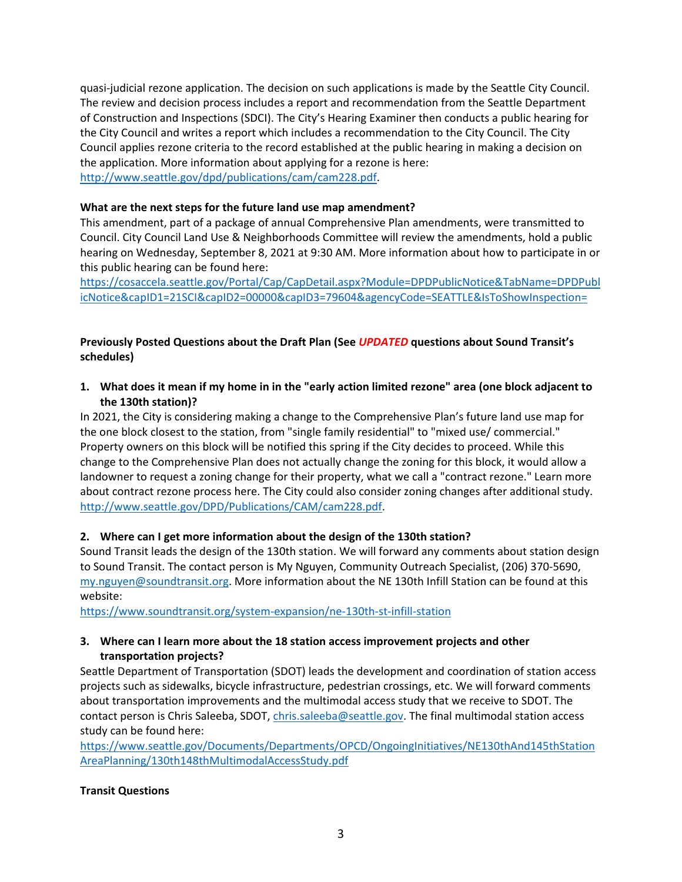quasi-judicial rezone application. The decision on such applications is made by the Seattle City Council. The review and decision process includes a report and recommendation from the Seattle Department of Construction and Inspections (SDCI). The City's Hearing Examiner then conducts a public hearing for the City Council and writes a report which includes a recommendation to the City Council. The City Council applies rezone criteria to the record established at the public hearing in making a decision on the application. More information about applying for a rezone is here: http://www.seattle.gov/dpd/publications/cam/cam228.pdf.

**What are the next steps for the future land use map amendment?**

This amendment, part of a package of annual Comprehensive Plan amendments, were transmitted to Council. City Council Land Use & Neighborhoods Committee will review the amendments, hold a public hearing on Wednesday, September 8, 2021 at 9:30 AM. More information about how to participate in or this public hearing can be found here:
https://cosaccela.seattle.gov/Portal/Cap/CapDetail.aspx?Module=DPDPublicNotice&TabName=DPDPublicNotice&capID1=21SCI&capID2=00000&capID3=79604&agencyCode=SEATTLE&IsToShowInspection=

**Previously Posted Questions about the Draft Plan (See *UPDATED* questions about Sound Transit's schedules)**

**1. What does it mean if my home in in the "early action limited rezone" area (one block adjacent to the 130th station)?**

In 2021, the City is considering making a change to the Comprehensive Plan's future land use map for the one block closest to the station, from "single family residential" to "mixed use/ commercial." Property owners on this block will be notified this spring if the City decides to proceed. While this change to the Comprehensive Plan does not actually change the zoning for this block, it would allow a landowner to request a zoning change for their property, what we call a "contract rezone." Learn more about contract rezone process here. The City could also consider zoning changes after additional study. http://www.seattle.gov/DPD/Publications/CAM/cam228.pdf.

**2. Where can I get more information about the design of the 130th station?**

Sound Transit leads the design of the 130th station. We will forward any comments about station design to Sound Transit. The contact person is My Nguyen, Community Outreach Specialist, (206) 370-5690, my.nguyen@soundtransit.org. More information about the NE 130th Infill Station can be found at this website:
https://www.soundtransit.org/system-expansion/ne-130th-st-infill-station

**3. Where can I learn more about the 18 station access improvement projects and other transportation projects?**

Seattle Department of Transportation (SDOT) leads the development and coordination of station access projects such as sidewalks, bicycle infrastructure, pedestrian crossings, etc. We will forward comments about transportation improvements and the multimodal access study that we receive to SDOT. The contact person is Chris Saleeba, SDOT, chris.saleeba@seattle.gov. The final multimodal station access study can be found here:
https://www.seattle.gov/Documents/Departments/OPCD/OngoingInitiatives/NE130thAnd145thStationAreaPlanning/130th148thMultimodalAccessStudy.pdf

**Transit Questions**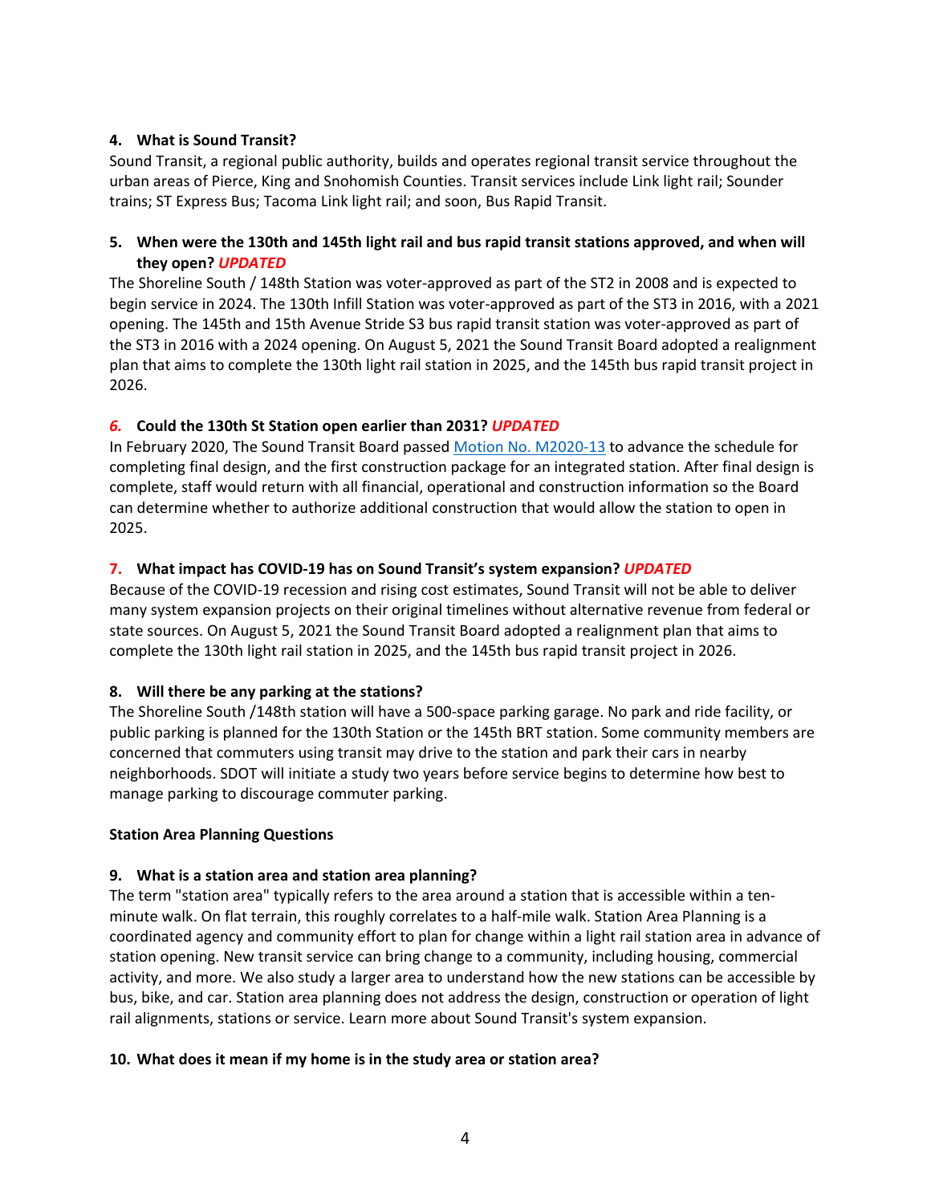**4. What is Sound Transit?**

Sound Transit, a regional public authority, builds and operates regional transit service throughout the urban areas of Pierce, King and Snohomish Counties. Transit services include Link light rail; Sounder trains; ST Express Bus; Tacoma Link light rail; and soon, Bus Rapid Transit.

**5. When were the 130th and 145th light rail and bus rapid transit stations approved, and when will they open?** ***UPDATED***

The Shoreline South / 148th Station was voter-approved as part of the ST2 in 2008 and is expected to begin service in 2024. The 130th Infill Station was voter-approved as part of the ST3 in 2016, with a 2021 opening. The 145th and 15th Avenue Stride S3 bus rapid transit station was voter-approved as part of the ST3 in 2016 with a 2024 opening. On August 5, 2021 the Sound Transit Board adopted a realignment plan that aims to complete the 130th light rail station in 2025, and the 145th bus rapid transit project in 2026.

***6.*** **Could the 130th St Station open earlier than 2031?** ***UPDATED***

In February 2020, The Sound Transit Board passed [Motion No. M2020-13]() to advance the schedule for completing final design, and the first construction package for an integrated station. After final design is complete, staff would return with all financial, operational and construction information so the Board can determine whether to authorize additional construction that would allow the station to open in 2025.

**7. What impact has COVID-19 has on Sound Transit's system expansion?** ***UPDATED***

Because of the COVID-19 recession and rising cost estimates, Sound Transit will not be able to deliver many system expansion projects on their original timelines without alternative revenue from federal or state sources. On August 5, 2021 the Sound Transit Board adopted a realignment plan that aims to complete the 130th light rail station in 2025, and the 145th bus rapid transit project in 2026.

**8. Will there be any parking at the stations?**

The Shoreline South /148th station will have a 500-space parking garage. No park and ride facility, or public parking is planned for the 130th Station or the 145th BRT station. Some community members are concerned that commuters using transit may drive to the station and park their cars in nearby neighborhoods. SDOT will initiate a study two years before service begins to determine how best to manage parking to discourage commuter parking.

**Station Area Planning Questions**

**9. What is a station area and station area planning?**

The term "station area" typically refers to the area around a station that is accessible within a ten-minute walk. On flat terrain, this roughly correlates to a half-mile walk. Station Area Planning is a coordinated agency and community effort to plan for change within a light rail station area in advance of station opening. New transit service can bring change to a community, including housing, commercial activity, and more. We also study a larger area to understand how the new stations can be accessible by bus, bike, and car. Station area planning does not address the design, construction or operation of light rail alignments, stations or service. Learn more about Sound Transit's system expansion.

**10. What does it mean if my home is in the study area or station area?**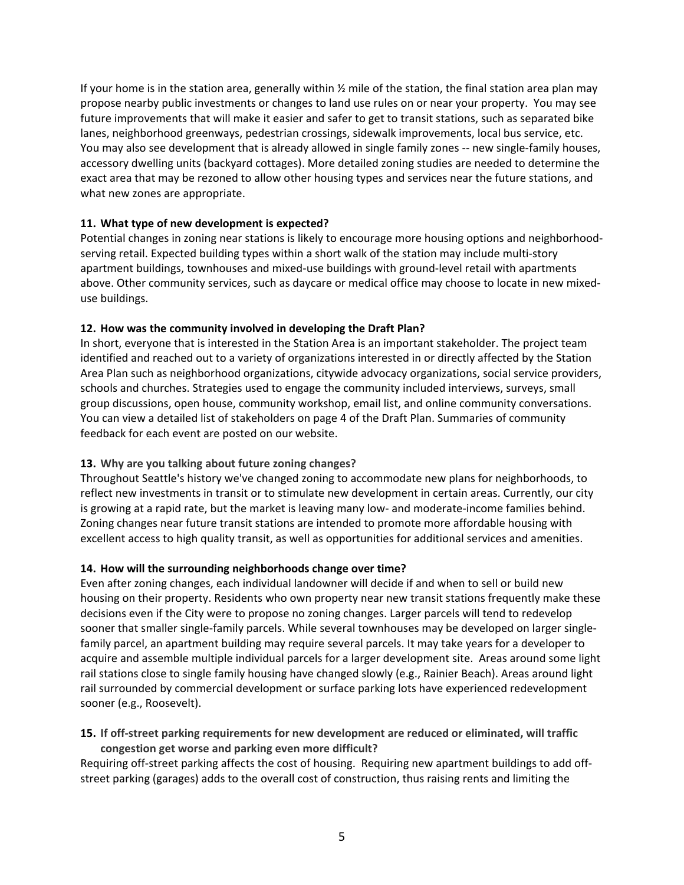If your home is in the station area, generally within ½ mile of the station, the final station area plan may propose nearby public investments or changes to land use rules on or near your property. You may see future improvements that will make it easier and safer to get to transit stations, such as separated bike lanes, neighborhood greenways, pedestrian crossings, sidewalk improvements, local bus service, etc. You may also see development that is already allowed in single family zones -- new single-family houses, accessory dwelling units (backyard cottages). More detailed zoning studies are needed to determine the exact area that may be rezoned to allow other housing types and services near the future stations, and what new zones are appropriate.

**11. What type of new development is expected?**

Potential changes in zoning near stations is likely to encourage more housing options and neighborhood-serving retail. Expected building types within a short walk of the station may include multi-story apartment buildings, townhouses and mixed-use buildings with ground-level retail with apartments above. Other community services, such as daycare or medical office may choose to locate in new mixed-use buildings.

**12. How was the community involved in developing the Draft Plan?**

In short, everyone that is interested in the Station Area is an important stakeholder. The project team identified and reached out to a variety of organizations interested in or directly affected by the Station Area Plan such as neighborhood organizations, citywide advocacy organizations, social service providers, schools and churches. Strategies used to engage the community included interviews, surveys, small group discussions, open house, community workshop, email list, and online community conversations. You can view a detailed list of stakeholders on page 4 of the Draft Plan. Summaries of community feedback for each event are posted on our website.

**13. Why are you talking about future zoning changes?**

Throughout Seattle's history we've changed zoning to accommodate new plans for neighborhoods, to reflect new investments in transit or to stimulate new development in certain areas. Currently, our city is growing at a rapid rate, but the market is leaving many low- and moderate-income families behind. Zoning changes near future transit stations are intended to promote more affordable housing with excellent access to high quality transit, as well as opportunities for additional services and amenities.

**14. How will the surrounding neighborhoods change over time?**

Even after zoning changes, each individual landowner will decide if and when to sell or build new housing on their property. Residents who own property near new transit stations frequently make these decisions even if the City were to propose no zoning changes. Larger parcels will tend to redevelop sooner that smaller single-family parcels. While several townhouses may be developed on larger single-family parcel, an apartment building may require several parcels. It may take years for a developer to acquire and assemble multiple individual parcels for a larger development site. Areas around some light rail stations close to single family housing have changed slowly (e.g., Rainier Beach). Areas around light rail surrounded by commercial development or surface parking lots have experienced redevelopment sooner (e.g., Roosevelt).

**15. If off-street parking requirements for new development are reduced or eliminated, will traffic congestion get worse and parking even more difficult?**

Requiring off-street parking affects the cost of housing. Requiring new apartment buildings to add off-street parking (garages) adds to the overall cost of construction, thus raising rents and limiting the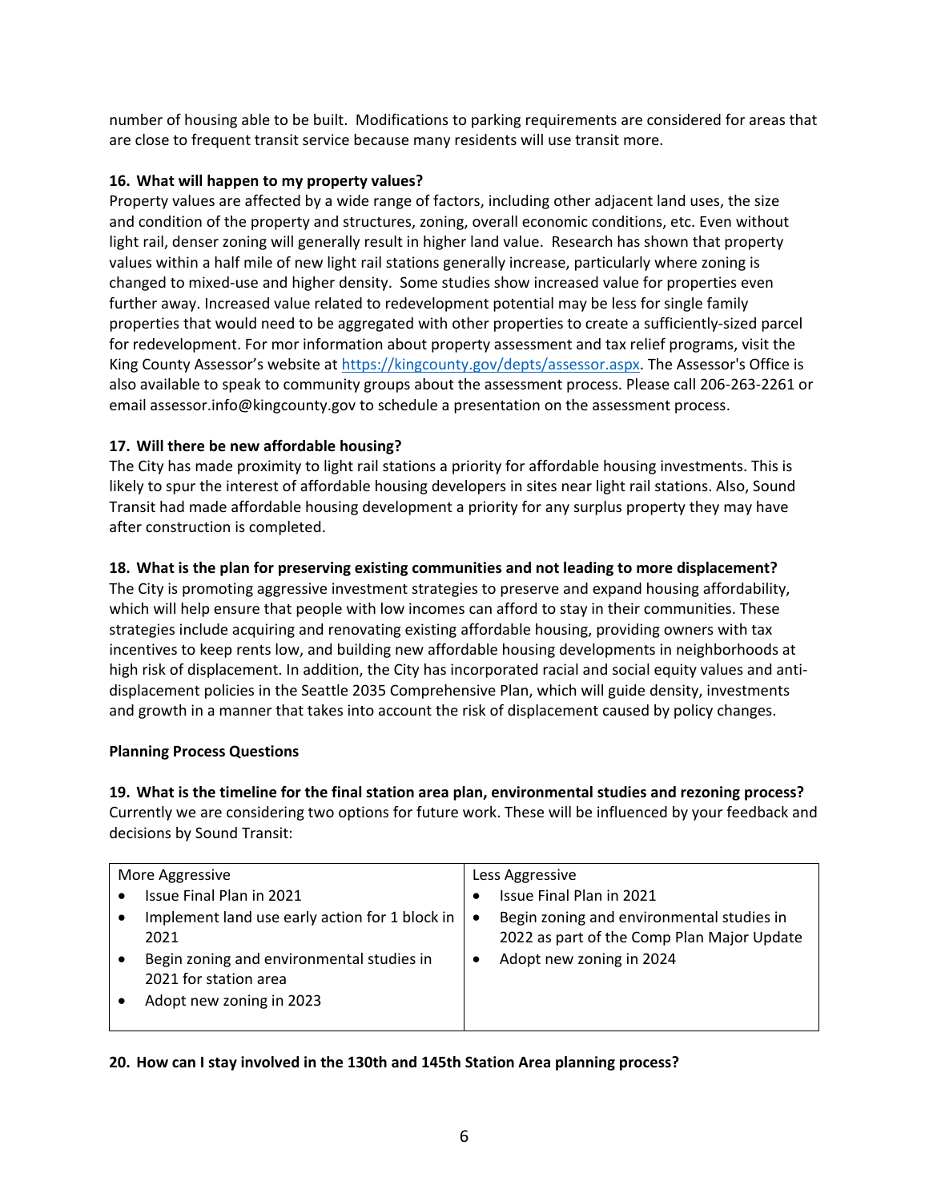number of housing able to be built. Modifications to parking requirements are considered for areas that are close to frequent transit service because many residents will use transit more.

**16. What will happen to my property values?**

Property values are affected by a wide range of factors, including other adjacent land uses, the size and condition of the property and structures, zoning, overall economic conditions, etc. Even without light rail, denser zoning will generally result in higher land value. Research has shown that property values within a half mile of new light rail stations generally increase, particularly where zoning is changed to mixed-use and higher density. Some studies show increased value for properties even further away. Increased value related to redevelopment potential may be less for single family properties that would need to be aggregated with other properties to create a sufficiently-sized parcel for redevelopment. For mor information about property assessment and tax relief programs, visit the King County Assessor's website at [https://kingcounty.gov/depts/assessor.aspx](https://kingcounty.gov/depts/assessor.aspx). The Assessor's Office is also available to speak to community groups about the assessment process. Please call 206-263-2261 or email assessor.info@kingcounty.gov to schedule a presentation on the assessment process.

**17. Will there be new affordable housing?**

The City has made proximity to light rail stations a priority for affordable housing investments. This is likely to spur the interest of affordable housing developers in sites near light rail stations. Also, Sound Transit had made affordable housing development a priority for any surplus property they may have after construction is completed.

**18. What is the plan for preserving existing communities and not leading to more displacement?**

The City is promoting aggressive investment strategies to preserve and expand housing affordability, which will help ensure that people with low incomes can afford to stay in their communities. These strategies include acquiring and renovating existing affordable housing, providing owners with tax incentives to keep rents low, and building new affordable housing developments in neighborhoods at high risk of displacement. In addition, the City has incorporated racial and social equity values and anti-displacement policies in the Seattle 2035 Comprehensive Plan, which will guide density, investments and growth in a manner that takes into account the risk of displacement caused by policy changes.

**Planning Process Questions**

**19. What is the timeline for the final station area plan, environmental studies and rezoning process?**

Currently we are considering two options for future work. These will be influenced by your feedback and decisions by Sound Transit:

| More Aggressive | Less Aggressive |
|---|---|
| • Issue Final Plan in 2021<br>• Implement land use early action for 1 block in 2021<br>• Begin zoning and environmental studies in 2021 for station area<br>• Adopt new zoning in 2023 | • Issue Final Plan in 2021<br>• Begin zoning and environmental studies in 2022 as part of the Comp Plan Major Update<br>• Adopt new zoning in 2024 |

**20. How can I stay involved in the 130th and 145th Station Area planning process?**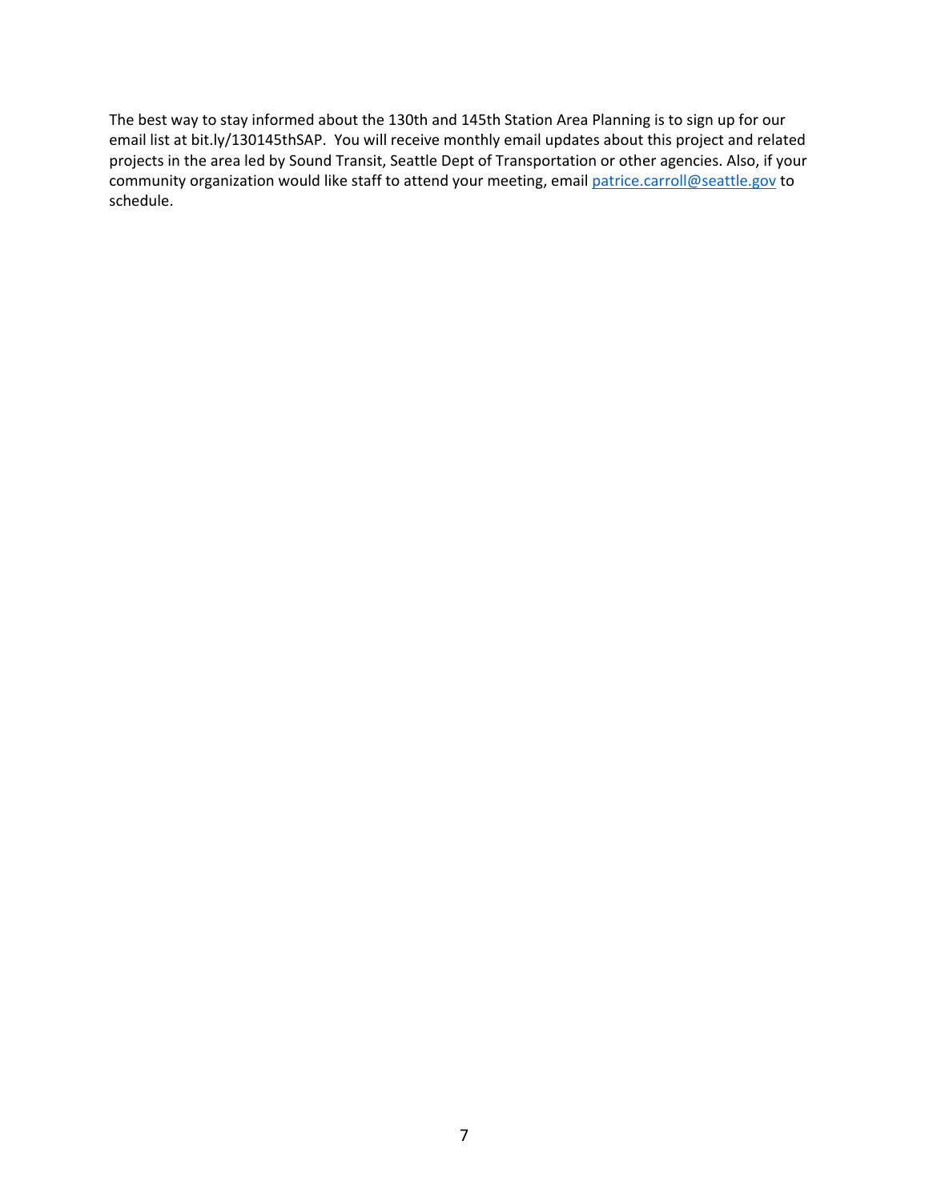The best way to stay informed about the 130th and 145th Station Area Planning is to sign up for our email list at bit.ly/130145thSAP. You will receive monthly email updates about this project and related projects in the area led by Sound Transit, Seattle Dept of Transportation or other agencies. Also, if your community organization would like staff to attend your meeting, email patrice.carroll@seattle.gov to schedule.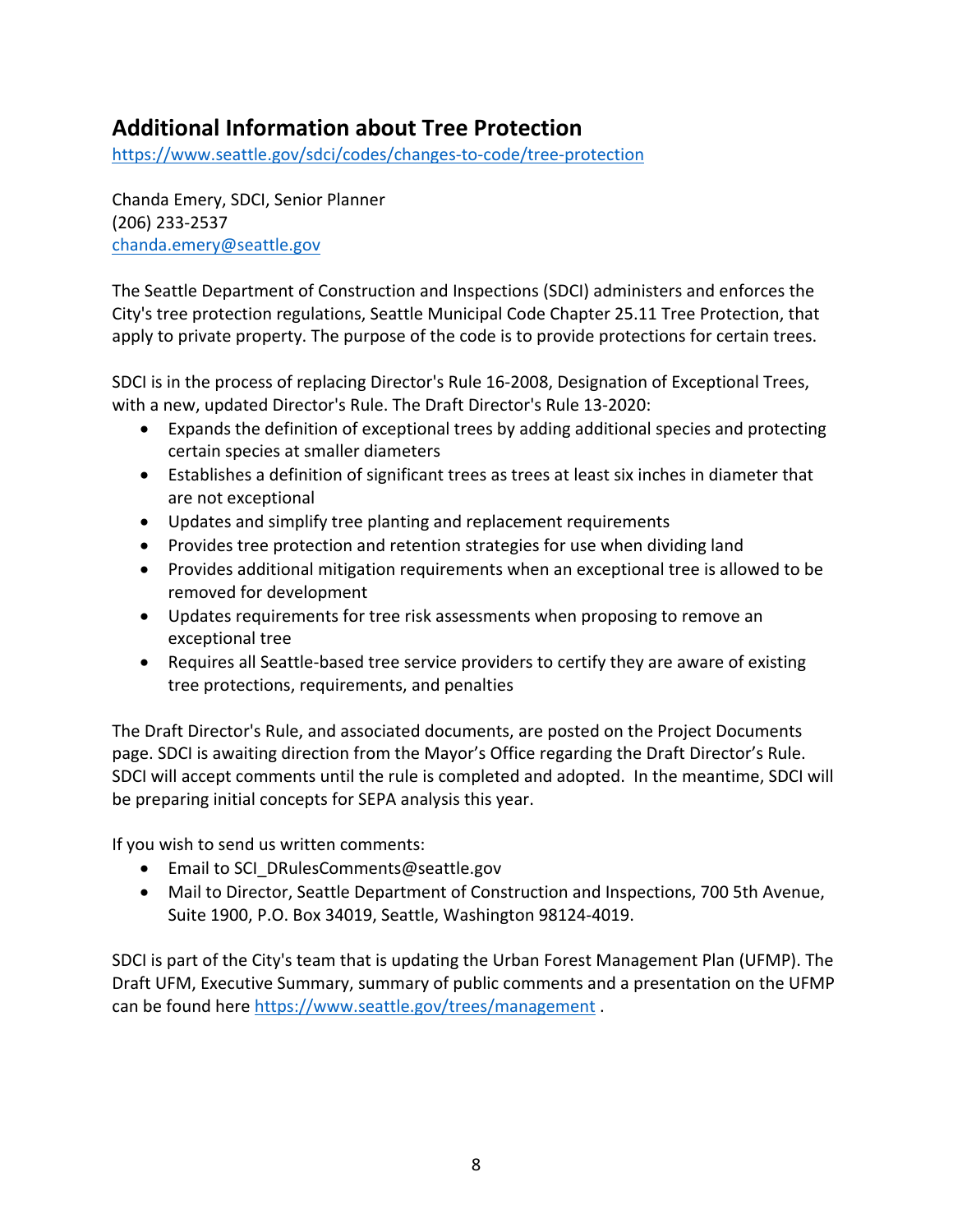## Additional Information about Tree Protection

https://www.seattle.gov/sdci/codes/changes-to-code/tree-protection

Chanda Emery, SDCI, Senior Planner
(206) 233-2537
chanda.emery@seattle.gov

The Seattle Department of Construction and Inspections (SDCI) administers and enforces the City's tree protection regulations, Seattle Municipal Code Chapter 25.11 Tree Protection, that apply to private property. The purpose of the code is to provide protections for certain trees.

SDCI is in the process of replacing Director's Rule 16-2008, Designation of Exceptional Trees, with a new, updated Director's Rule. The Draft Director's Rule 13-2020:

- Expands the definition of exceptional trees by adding additional species and protecting certain species at smaller diameters
- Establishes a definition of significant trees as trees at least six inches in diameter that are not exceptional
- Updates and simplify tree planting and replacement requirements
- Provides tree protection and retention strategies for use when dividing land
- Provides additional mitigation requirements when an exceptional tree is allowed to be removed for development
- Updates requirements for tree risk assessments when proposing to remove an exceptional tree
- Requires all Seattle-based tree service providers to certify they are aware of existing tree protections, requirements, and penalties

The Draft Director's Rule, and associated documents, are posted on the Project Documents page. SDCI is awaiting direction from the Mayor's Office regarding the Draft Director's Rule. SDCI will accept comments until the rule is completed and adopted. In the meantime, SDCI will be preparing initial concepts for SEPA analysis this year.

If you wish to send us written comments:

- Email to SCI_DRulesComments@seattle.gov
- Mail to Director, Seattle Department of Construction and Inspections, 700 5th Avenue, Suite 1900, P.O. Box 34019, Seattle, Washington 98124-4019.

SDCI is part of the City's team that is updating the Urban Forest Management Plan (UFMP). The Draft UFM, Executive Summary, summary of public comments and a presentation on the UFMP can be found here https://www.seattle.gov/trees/management .